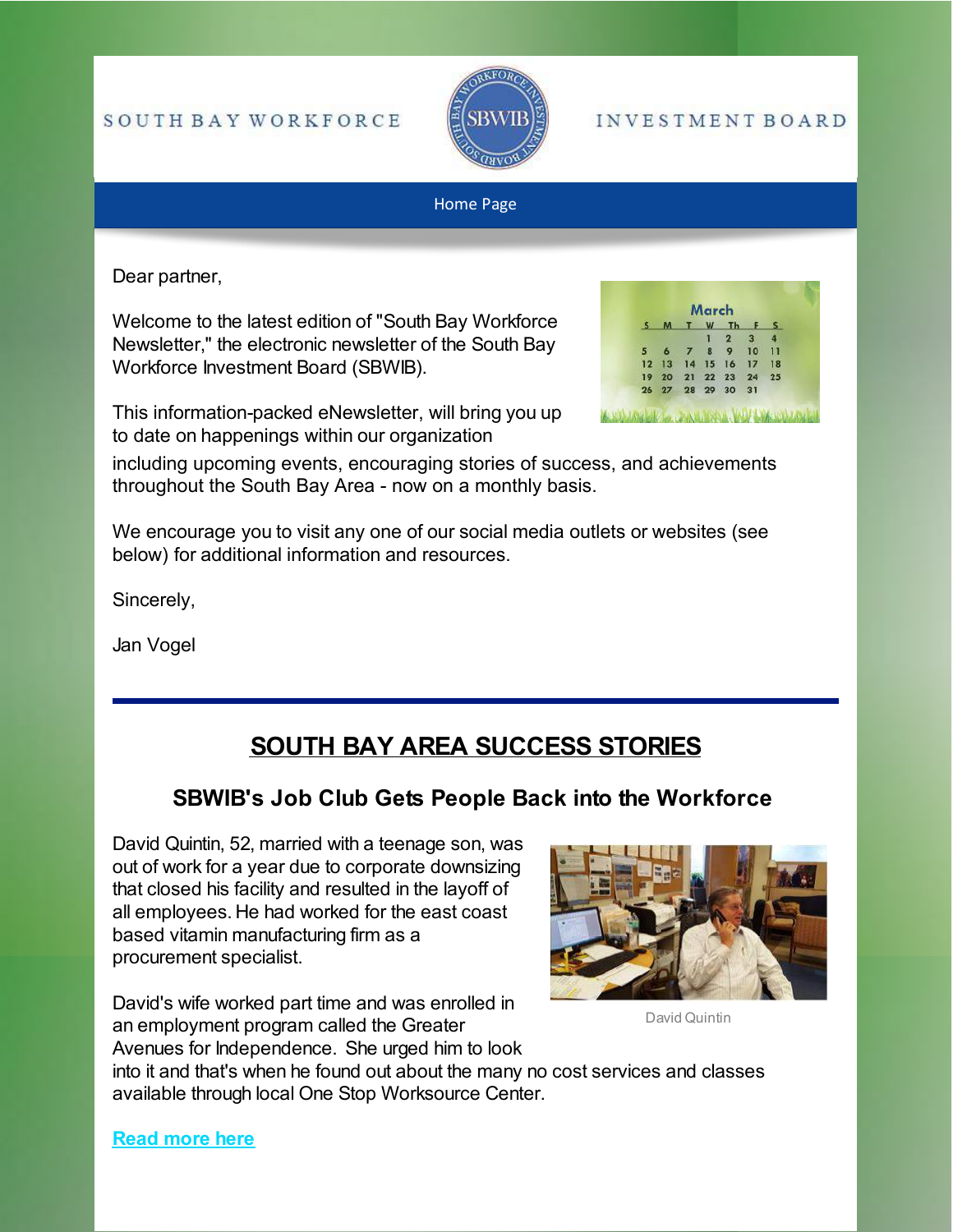SOUTH BAY WORKFORCE INVESTMENT BOARD

Home Page

Dear partner,

Welcome to the latest edition of "South Bay Workforce Newsletter," the electronic newsletter of the South Bay Workforce Investment Board (SBWIB).

This information-packed eNewsletter, will bring you up to date on happenings within our organization including upcoming events, encouraging stories of success, and achievements throughout the South Bay Area - now on a monthly basis.

We encourage you to visit any one of our social media outlets or websites (see below) for additional information and resources.

Sincerely,

Jan Vogel

---

# SOUTH BAY AREA SUCCESS STORIES

## SBWIB's Job Club Gets People Back into the Workforce

David Quintin, 52, married with a teenage son, was out of work for a year due to corporate downsizing that closed his facility and resulted in the layoff of all employees. He had worked for the east coast based vitamin manufacturing firm as a procurement specialist.

David Quintin

David's wife worked part time and was enrolled in an employment program called the Greater Avenues for Independence. She urged him to look into it and that's when he found out about the many no cost services and classes available through local One Stop Worksource Center.

**Read more here**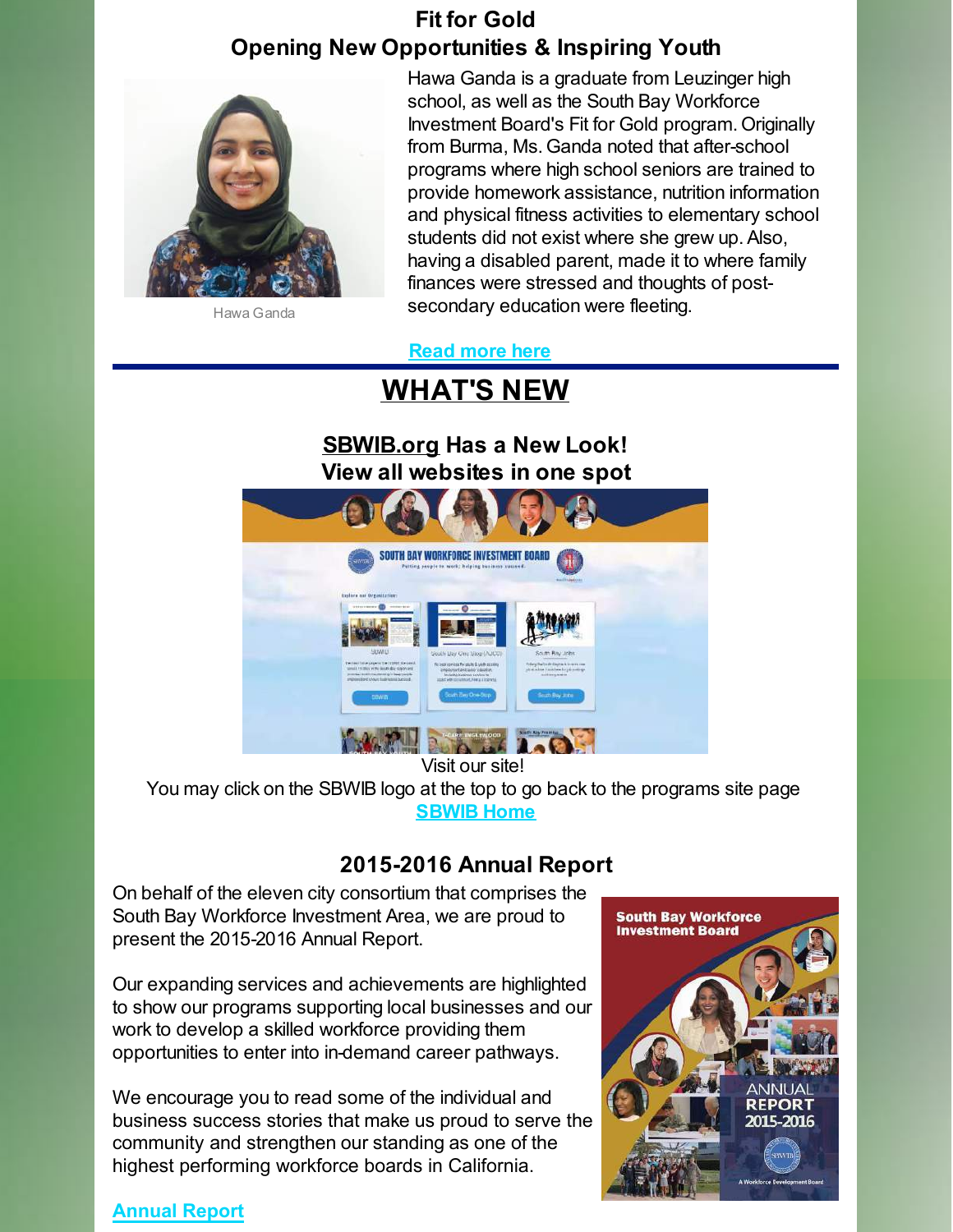## Fit for Gold
## Opening New Opportunities & Inspiring Youth

Hawa Ganda

Hawa Ganda is a graduate from Leuzinger high school, as well as the South Bay Workforce Investment Board's Fit for Gold program. Originally from Burma, Ms. Ganda noted that after-school programs where high school seniors are trained to provide homework assistance, nutrition information and physical fitness activities to elementary school students did not exist where she grew up. Also, having a disabled parent, made it to where family finances were stressed and thoughts of post-secondary education were fleeting.

**Read more here**

---

# WHAT'S NEW

### SBWIB.org Has a New Look!
### View all websites in one spot

Visit our site!

You may click on the SBWIB logo at the top to go back to the programs site page

**SBWIB Home**

### 2015-2016 Annual Report

On behalf of the eleven city consortium that comprises the South Bay Workforce Investment Area, we are proud to present the 2015-2016 Annual Report.

Our expanding services and achievements are highlighted to show our programs supporting local businesses and our work to develop a skilled workforce providing them opportunities to enter into in-demand career pathways.

We encourage you to read some of the individual and business success stories that make us proud to serve the community and strengthen our standing as one of the highest performing workforce boards in California.

**Annual Report**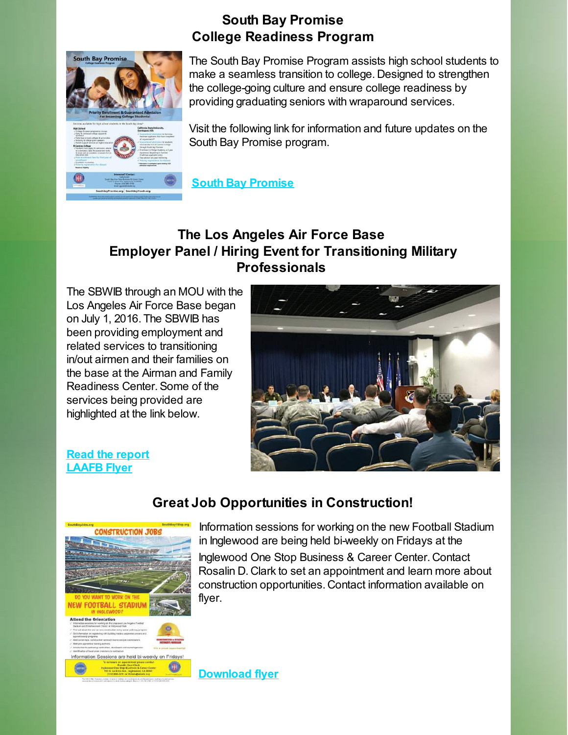## South Bay Promise College Readiness Program

The South Bay Promise Program assists high school students to make a seamless transition to college. Designed to strengthen the college-going culture and ensure college readiness by providing graduating seniors with wraparound services.

Visit the following link for information and future updates on the South Bay Promise program.

**South Bay Promise**

## The Los Angeles Air Force Base Employer Panel / Hiring Event for Transitioning Military Professionals

The SBWIB through an MOU with the Los Angeles Air Force Base began on July 1, 2016. The SBWIB has been providing employment and related services to transitioning in/out airmen and their families on the base at the Airman and Family Readiness Center. Some of the services being provided are highlighted at the link below.

**Read the report**
**LAAFB Flyer**

## Great Job Opportunities in Construction!

Information sessions for working on the new Football Stadium in Inglewood are being held bi-weekly on Fridays at the Inglewood One Stop Business & Career Center. Contact Rosalin D. Clark to set an appointment and learn more about construction opportunities. Contact information available on flyer.

**Download flyer**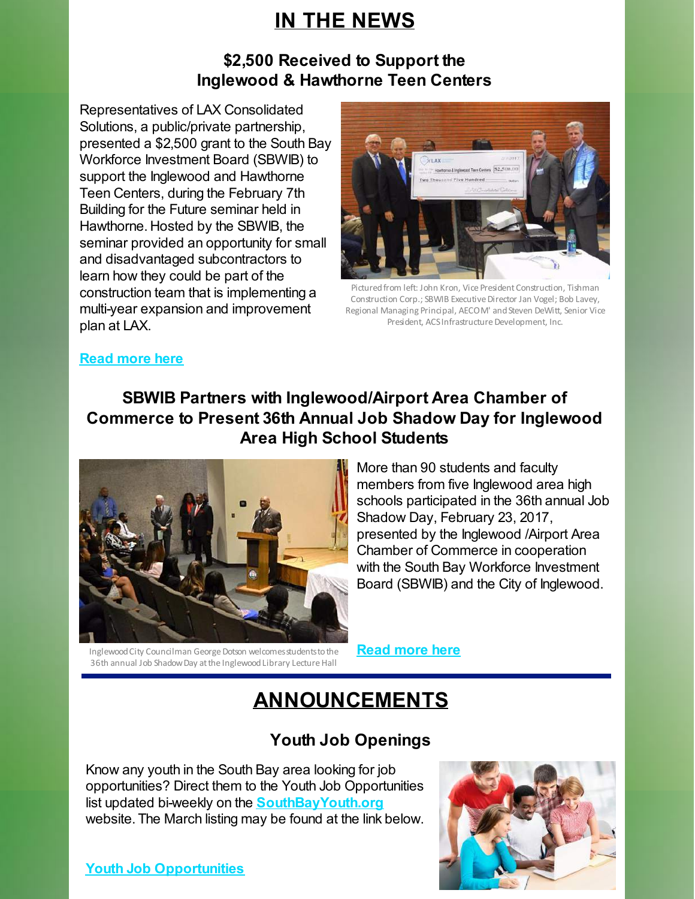# IN THE NEWS

### $2,500 Received to Support the Inglewood & Hawthorne Teen Centers

Representatives of LAX Consolidated Solutions, a public/private partnership, presented a $2,500 grant to the South Bay Workforce Investment Board (SBWIB) to support the Inglewood and Hawthorne Teen Centers, during the February 7th Building for the Future seminar held in Hawthorne. Hosted by the SBWIB, the seminar provided an opportunity for small and disadvantaged subcontractors to learn how they could be part of the construction team that is implementing a multi-year expansion and improvement plan at LAX.

Pictured from left: John Kron, Vice President Construction, Tishman Construction Corp.; SBWIB Executive Director Jan Vogel; Bob Lavey, Regional Managing Principal, AECOM' and Steven DeWitt, Senior Vice President, ACS Infrastructure Development, Inc.

**Read more here**

### SBWIB Partners with Inglewood/Airport Area Chamber of Commerce to Present 36th Annual Job Shadow Day for Inglewood Area High School Students

More than 90 students and faculty members from five Inglewood area high schools participated in the 36th annual Job Shadow Day, February 23, 2017, presented by the Inglewood /Airport Area Chamber of Commerce in cooperation with the South Bay Workforce Investment Board (SBWIB) and the City of Inglewood.

Inglewood City Councilman George Dotson welcomes students to the 36th annual Job Shadow Day at the Inglewood Library Lecture Hall

**Read more here**

# ANNOUNCEMENTS

### Youth Job Openings

Know any youth in the South Bay area looking for job opportunities? Direct them to the Youth Job Opportunities list updated bi-weekly on the **SouthBayYouth.org** website. The March listing may be found at the link below.

**Youth Job Opportunities**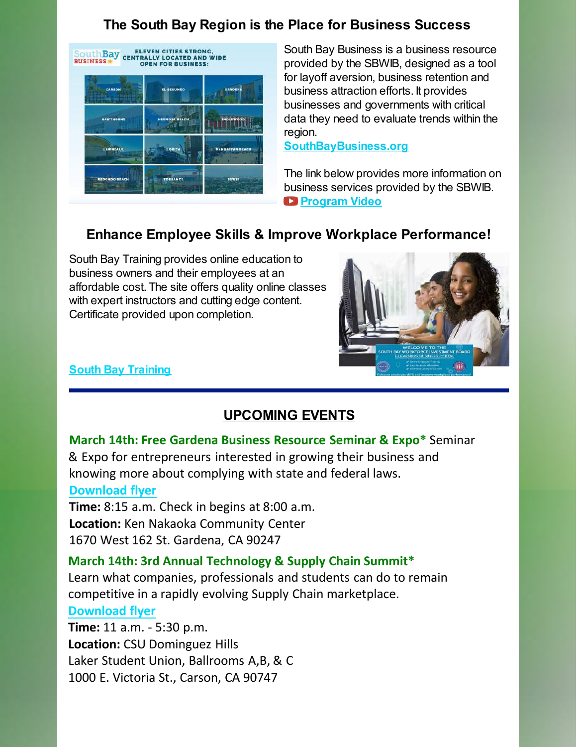## The South Bay Region is the Place for Business Success

South Bay Business is a business resource provided by the SBWIB, designed as a tool for layoff aversion, business retention and business attraction efforts. It provides businesses and governments with critical data they need to evaluate trends within the region.

**SouthBayBusiness.org**

The link below provides more information on business services provided by the SBWIB.

**Program Video**

## Enhance Employee Skills & Improve Workplace Performance!

South Bay Training provides online education to business owners and their employees at an affordable cost. The site offers quality online classes with expert instructors and cutting edge content. Certificate provided upon completion.

**South Bay Training**

---

## UPCOMING EVENTS

**March 14th: Free Gardena Business Resource Seminar & Expo*** Seminar & Expo for entrepreneurs interested in growing their business and knowing more about complying with state and federal laws.

Download flyer

**Time:** 8:15 a.m. Check in begins at 8:00 a.m.
**Location:** Ken Nakaoka Community Center
1670 West 162 St. Gardena, CA 90247

**March 14th: 3rd Annual Technology & Supply Chain Summit***

Learn what companies, professionals and students can do to remain competitive in a rapidly evolving Supply Chain marketplace.

Download flyer

**Time:** 11 a.m. - 5:30 p.m.
**Location:** CSU Dominguez Hills
Laker Student Union, Ballrooms A,B, & C
1000 E. Victoria St., Carson, CA 90747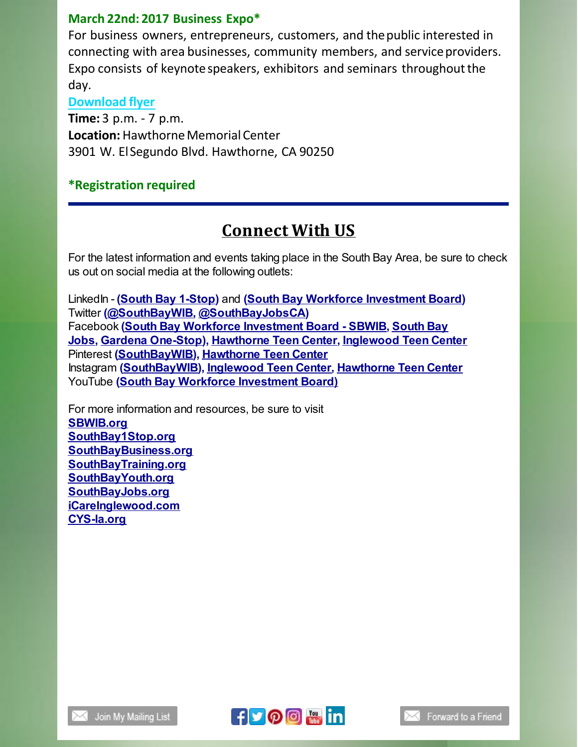**March 22nd: 2017 Business Expo***

For business owners, entrepreneurs, customers, and the public interested in connecting with area businesses, community members, and service providers. Expo consists of keynote speakers, exhibitors and seminars throughout the day.

Download flyer

**Time:** 3 p.m. - 7 p.m.

**Location:** Hawthorne Memorial Center
3901 W. El Segundo Blvd. Hawthorne, CA 90250

***Registration required**

---

## Connect With US

For the latest information and events taking place in the South Bay Area, be sure to check us out on social media at the following outlets:

LinkedIn - **(South Bay 1-Stop)** and **(South Bay Workforce Investment Board)**
Twitter **(@SouthBayWIB, @SouthBayJobsCA)**
Facebook **(South Bay Workforce Investment Board - SBWIB, South Bay Jobs, Gardena One-Stop), Hawthorne Teen Center, Inglewood Teen Center**
Pinterest **(SouthBayWIB), Hawthorne Teen Center**
Instagram **(SouthBayWIB), Inglewood Teen Center, Hawthorne Teen Center**
YouTube **(South Bay Workforce Investment Board)**

For more information and resources, be sure to visit
**SBWIB.org**
**SouthBay1Stop.org**
**SouthBayBusiness.org**
**SouthBayTraining.org**
**SouthBayYouth.org**
**SouthBayJobs.org**
**iCareInglewood.com**
**CYS-la.org**

Join My Mailing List

Forward to a Friend